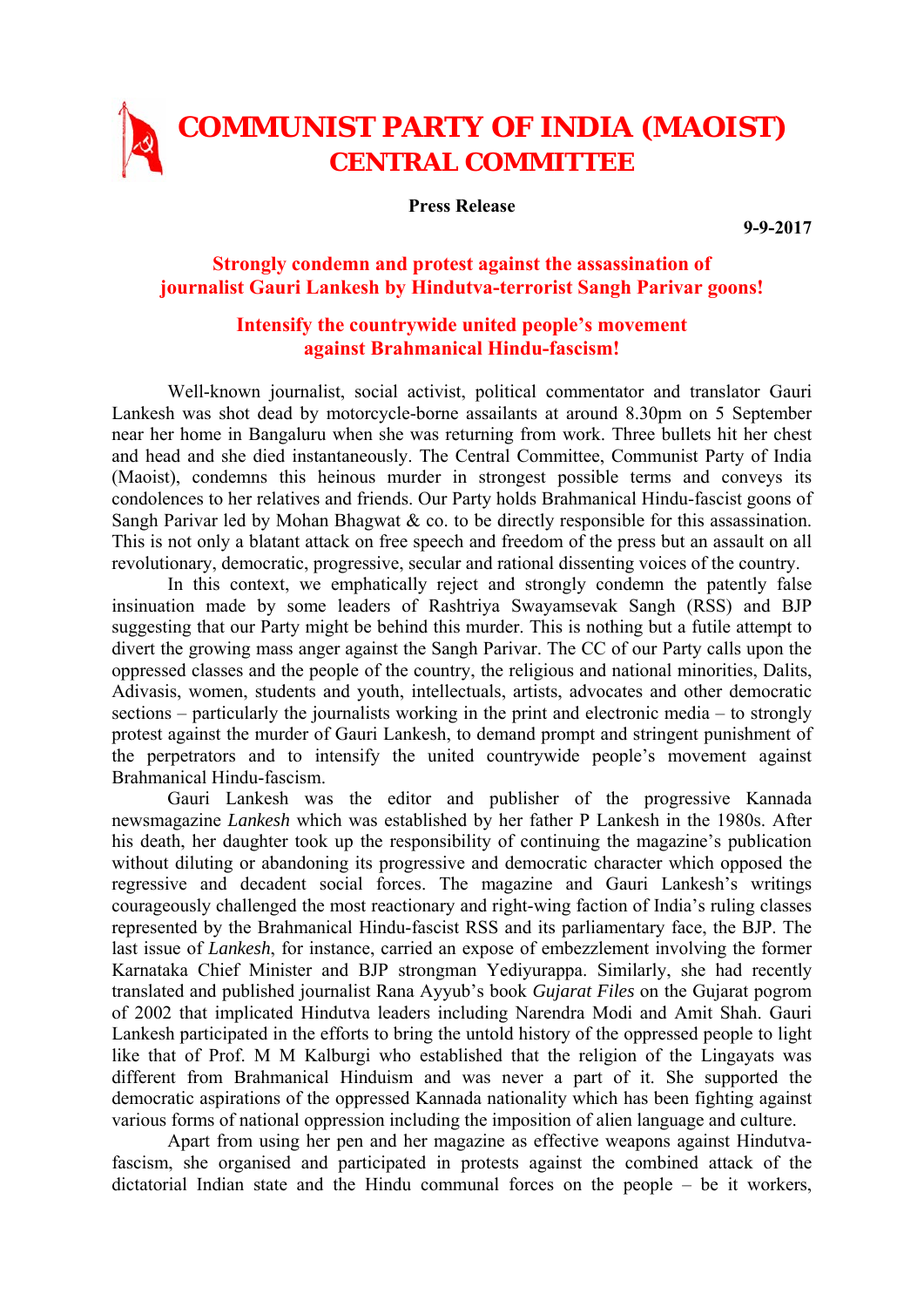# COMMUNIST PARTY OF INDIA (MAOIST)
## CENTRAL COMMITTEE

**Press Release**

**9-9-2017**

### Strongly condemn and protest against the assassination of journalist Gauri Lankesh by Hindutva-terrorist Sangh Parivar goons!

### Intensify the countrywide united people's movement against Brahmanical Hindu-fascism!

Well-known journalist, social activist, political commentator and translator Gauri Lankesh was shot dead by motorcycle-borne assailants at around 8.30pm on 5 September near her home in Bangaluru when she was returning from work. Three bullets hit her chest and head and she died instantaneously. The Central Committee, Communist Party of India (Maoist), condemns this heinous murder in strongest possible terms and conveys its condolences to her relatives and friends. Our Party holds Brahmanical Hindu-fascist goons of Sangh Parivar led by Mohan Bhagwat & co. to be directly responsible for this assassination. This is not only a blatant attack on free speech and freedom of the press but an assault on all revolutionary, democratic, progressive, secular and rational dissenting voices of the country.

In this context, we emphatically reject and strongly condemn the patently false insinuation made by some leaders of Rashtriya Swayamsevak Sangh (RSS) and BJP suggesting that our Party might be behind this murder. This is nothing but a futile attempt to divert the growing mass anger against the Sangh Parivar. The CC of our Party calls upon the oppressed classes and the people of the country, the religious and national minorities, Dalits, Adivasis, women, students and youth, intellectuals, artists, advocates and other democratic sections – particularly the journalists working in the print and electronic media – to strongly protest against the murder of Gauri Lankesh, to demand prompt and stringent punishment of the perpetrators and to intensify the united countrywide people's movement against Brahmanical Hindu-fascism.

Gauri Lankesh was the editor and publisher of the progressive Kannada newsmagazine *Lankesh* which was established by her father P Lankesh in the 1980s. After his death, her daughter took up the responsibility of continuing the magazine's publication without diluting or abandoning its progressive and democratic character which opposed the regressive and decadent social forces. The magazine and Gauri Lankesh's writings courageously challenged the most reactionary and right-wing faction of India's ruling classes represented by the Brahmanical Hindu-fascist RSS and its parliamentary face, the BJP. The last issue of *Lankesh*, for instance, carried an expose of embezzlement involving the former Karnataka Chief Minister and BJP strongman Yediyurappa. Similarly, she had recently translated and published journalist Rana Ayyub's book *Gujarat Files* on the Gujarat pogrom of 2002 that implicated Hindutva leaders including Narendra Modi and Amit Shah. Gauri Lankesh participated in the efforts to bring the untold history of the oppressed people to light like that of Prof. M M Kalburgi who established that the religion of the Lingayats was different from Brahmanical Hinduism and was never a part of it. She supported the democratic aspirations of the oppressed Kannada nationality which has been fighting against various forms of national oppression including the imposition of alien language and culture.

Apart from using her pen and her magazine as effective weapons against Hindutva-fascism, she organised and participated in protests against the combined attack of the dictatorial Indian state and the Hindu communal forces on the people – be it workers,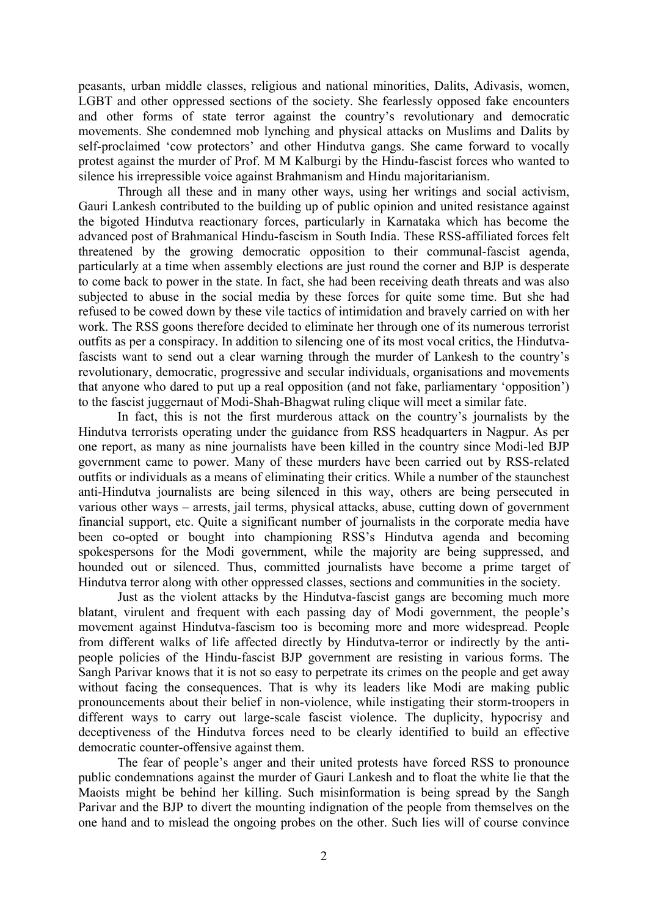peasants, urban middle classes, religious and national minorities, Dalits, Adivasis, women, LGBT and other oppressed sections of the society. She fearlessly opposed fake encounters and other forms of state terror against the country's revolutionary and democratic movements. She condemned mob lynching and physical attacks on Muslims and Dalits by self-proclaimed 'cow protectors' and other Hindutva gangs. She came forward to vocally protest against the murder of Prof. M M Kalburgi by the Hindu-fascist forces who wanted to silence his irrepressible voice against Brahmanism and Hindu majoritarianism.

Through all these and in many other ways, using her writings and social activism, Gauri Lankesh contributed to the building up of public opinion and united resistance against the bigoted Hindutva reactionary forces, particularly in Karnataka which has become the advanced post of Brahmanical Hindu-fascism in South India. These RSS-affiliated forces felt threatened by the growing democratic opposition to their communal-fascist agenda, particularly at a time when assembly elections are just round the corner and BJP is desperate to come back to power in the state. In fact, she had been receiving death threats and was also subjected to abuse in the social media by these forces for quite some time. But she had refused to be cowed down by these vile tactics of intimidation and bravely carried on with her work. The RSS goons therefore decided to eliminate her through one of its numerous terrorist outfits as per a conspiracy. In addition to silencing one of its most vocal critics, the Hindutva-fascists want to send out a clear warning through the murder of Lankesh to the country's revolutionary, democratic, progressive and secular individuals, organisations and movements that anyone who dared to put up a real opposition (and not fake, parliamentary 'opposition') to the fascist juggernaut of Modi-Shah-Bhagwat ruling clique will meet a similar fate.

In fact, this is not the first murderous attack on the country's journalists by the Hindutva terrorists operating under the guidance from RSS headquarters in Nagpur. As per one report, as many as nine journalists have been killed in the country since Modi-led BJP government came to power. Many of these murders have been carried out by RSS-related outfits or individuals as a means of eliminating their critics. While a number of the staunchest anti-Hindutva journalists are being silenced in this way, others are being persecuted in various other ways – arrests, jail terms, physical attacks, abuse, cutting down of government financial support, etc. Quite a significant number of journalists in the corporate media have been co-opted or bought into championing RSS's Hindutva agenda and becoming spokespersons for the Modi government, while the majority are being suppressed, and hounded out or silenced. Thus, committed journalists have become a prime target of Hindutva terror along with other oppressed classes, sections and communities in the society.

Just as the violent attacks by the Hindutva-fascist gangs are becoming much more blatant, virulent and frequent with each passing day of Modi government, the people's movement against Hindutva-fascism too is becoming more and more widespread. People from different walks of life affected directly by Hindutva-terror or indirectly by the anti-people policies of the Hindu-fascist BJP government are resisting in various forms. The Sangh Parivar knows that it is not so easy to perpetrate its crimes on the people and get away without facing the consequences. That is why its leaders like Modi are making public pronouncements about their belief in non-violence, while instigating their storm-troopers in different ways to carry out large-scale fascist violence. The duplicity, hypocrisy and deceptiveness of the Hindutva forces need to be clearly identified to build an effective democratic counter-offensive against them.

The fear of people's anger and their united protests have forced RSS to pronounce public condemnations against the murder of Gauri Lankesh and to float the white lie that the Maoists might be behind her killing. Such misinformation is being spread by the Sangh Parivar and the BJP to divert the mounting indignation of the people from themselves on the one hand and to mislead the ongoing probes on the other. Such lies will of course convince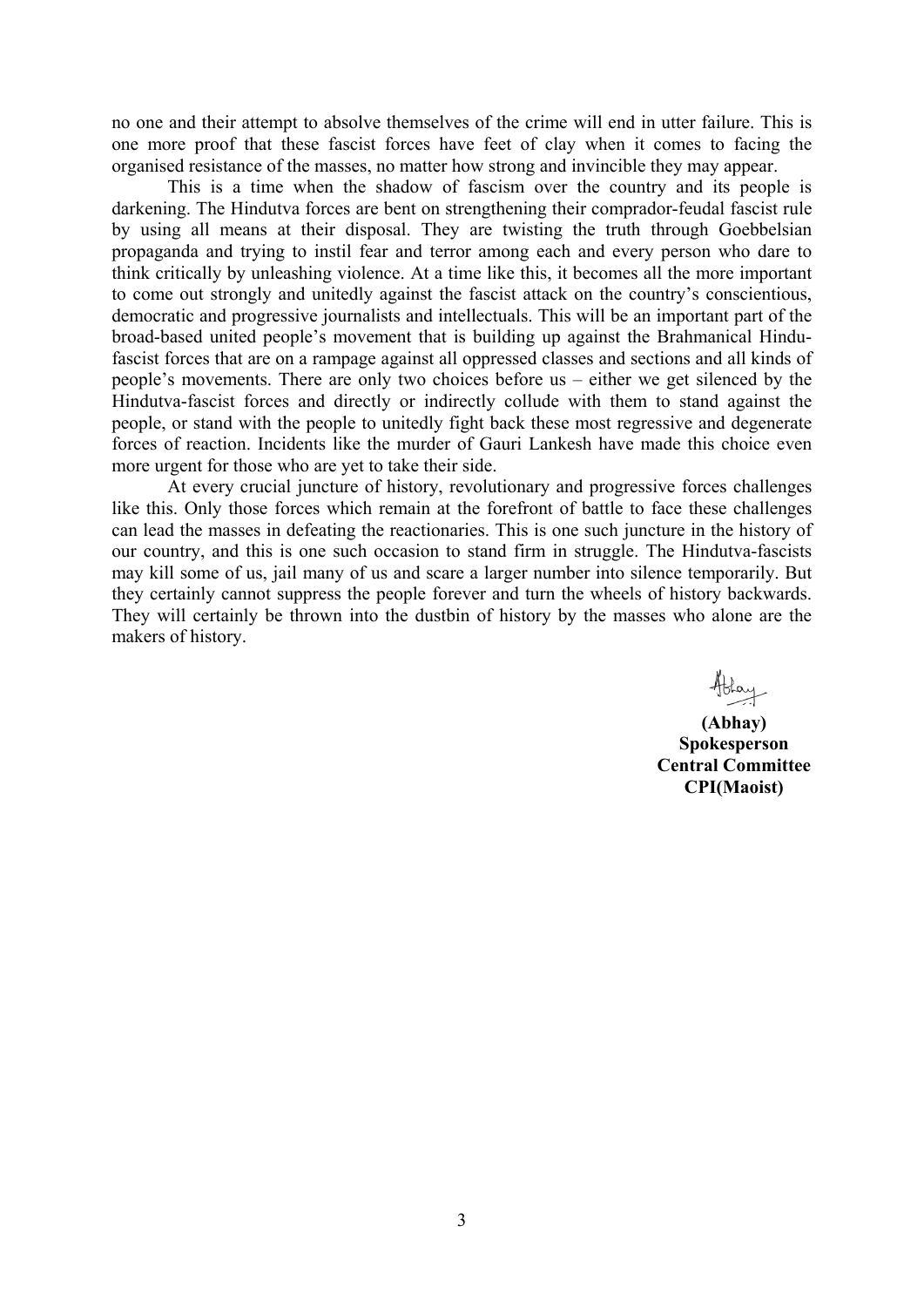no one and their attempt to absolve themselves of the crime will end in utter failure. This is one more proof that these fascist forces have feet of clay when it comes to facing the organised resistance of the masses, no matter how strong and invincible they may appear.

This is a time when the shadow of fascism over the country and its people is darkening. The Hindutva forces are bent on strengthening their comprador-feudal fascist rule by using all means at their disposal. They are twisting the truth through Goebbelsian propaganda and trying to instil fear and terror among each and every person who dare to think critically by unleashing violence. At a time like this, it becomes all the more important to come out strongly and unitedly against the fascist attack on the country's conscientious, democratic and progressive journalists and intellectuals. This will be an important part of the broad-based united people's movement that is building up against the Brahmanical Hindu-fascist forces that are on a rampage against all oppressed classes and sections and all kinds of people's movements. There are only two choices before us – either we get silenced by the Hindutva-fascist forces and directly or indirectly collude with them to stand against the people, or stand with the people to unitedly fight back these most regressive and degenerate forces of reaction. Incidents like the murder of Gauri Lankesh have made this choice even more urgent for those who are yet to take their side.

At every crucial juncture of history, revolutionary and progressive forces challenges like this. Only those forces which remain at the forefront of battle to face these challenges can lead the masses in defeating the reactionaries. This is one such juncture in the history of our country, and this is one such occasion to stand firm in struggle. The Hindutva-fascists may kill some of us, jail many of us and scare a larger number into silence temporarily. But they certainly cannot suppress the people forever and turn the wheels of history backwards. They will certainly be thrown into the dustbin of history by the masses who alone are the makers of history.

Abhay

**(Abhay)**
**Spokesperson**
**Central Committee**
**CPI(Maoist)**